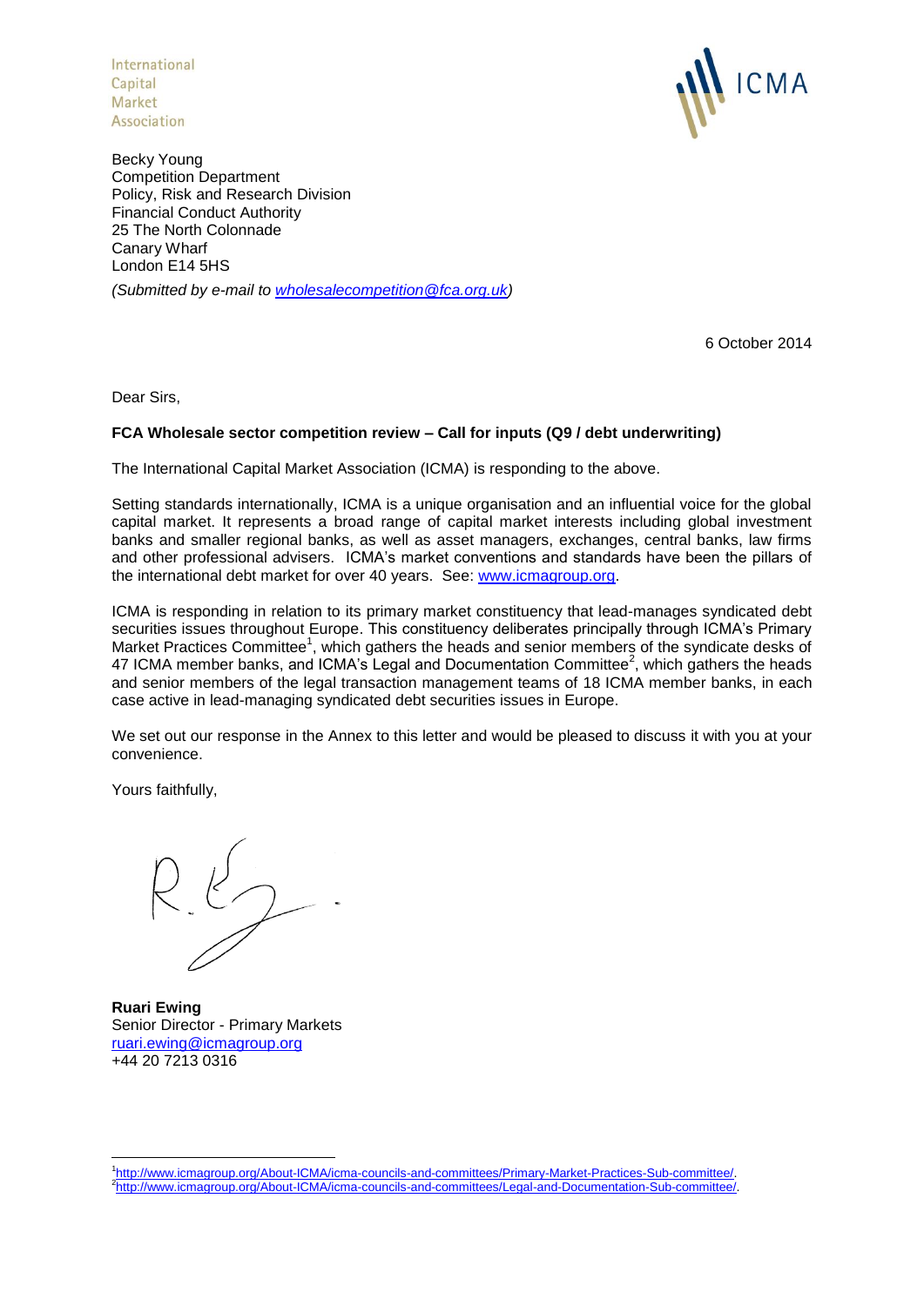International
Capital
Market
Association

ICMA

Becky Young
Competition Department
Policy, Risk and Research Division
Financial Conduct Authority
25 The North Colonnade
Canary Wharf
London E14 5HS

*(Submitted by e-mail to wholesalecompetition@fca.org.uk)*

6 October 2014

Dear Sirs,

**FCA Wholesale sector competition review – Call for inputs (Q9 / debt underwriting)**

The International Capital Market Association (ICMA) is responding to the above.

Setting standards internationally, ICMA is a unique organisation and an influential voice for the global capital market. It represents a broad range of capital market interests including global investment banks and smaller regional banks, as well as asset managers, exchanges, central banks, law firms and other professional advisers. ICMA's market conventions and standards have been the pillars of the international debt market for over 40 years. See: www.icmagroup.org.

ICMA is responding in relation to its primary market constituency that lead-manages syndicated debt securities issues throughout Europe. This constituency deliberates principally through ICMA's Primary Market Practices Committee[1], which gathers the heads and senior members of the syndicate desks of 47 ICMA member banks, and ICMA's Legal and Documentation Committee[2], which gathers the heads and senior members of the legal transaction management teams of 18 ICMA member banks, in each case active in lead-managing syndicated debt securities issues in Europe.

We set out our response in the Annex to this letter and would be pleased to discuss it with you at your convenience.

Yours faithfully,

**Ruari Ewing**
Senior Director - Primary Markets
ruari.ewing@icmagroup.org
+44 20 7213 0316

[1] http://www.icmagroup.org/About-ICMA/icma-councils-and-committees/Primary-Market-Practices-Sub-committee/.
[2] http://www.icmagroup.org/About-ICMA/icma-councils-and-committees/Legal-and-Documentation-Sub-committee/.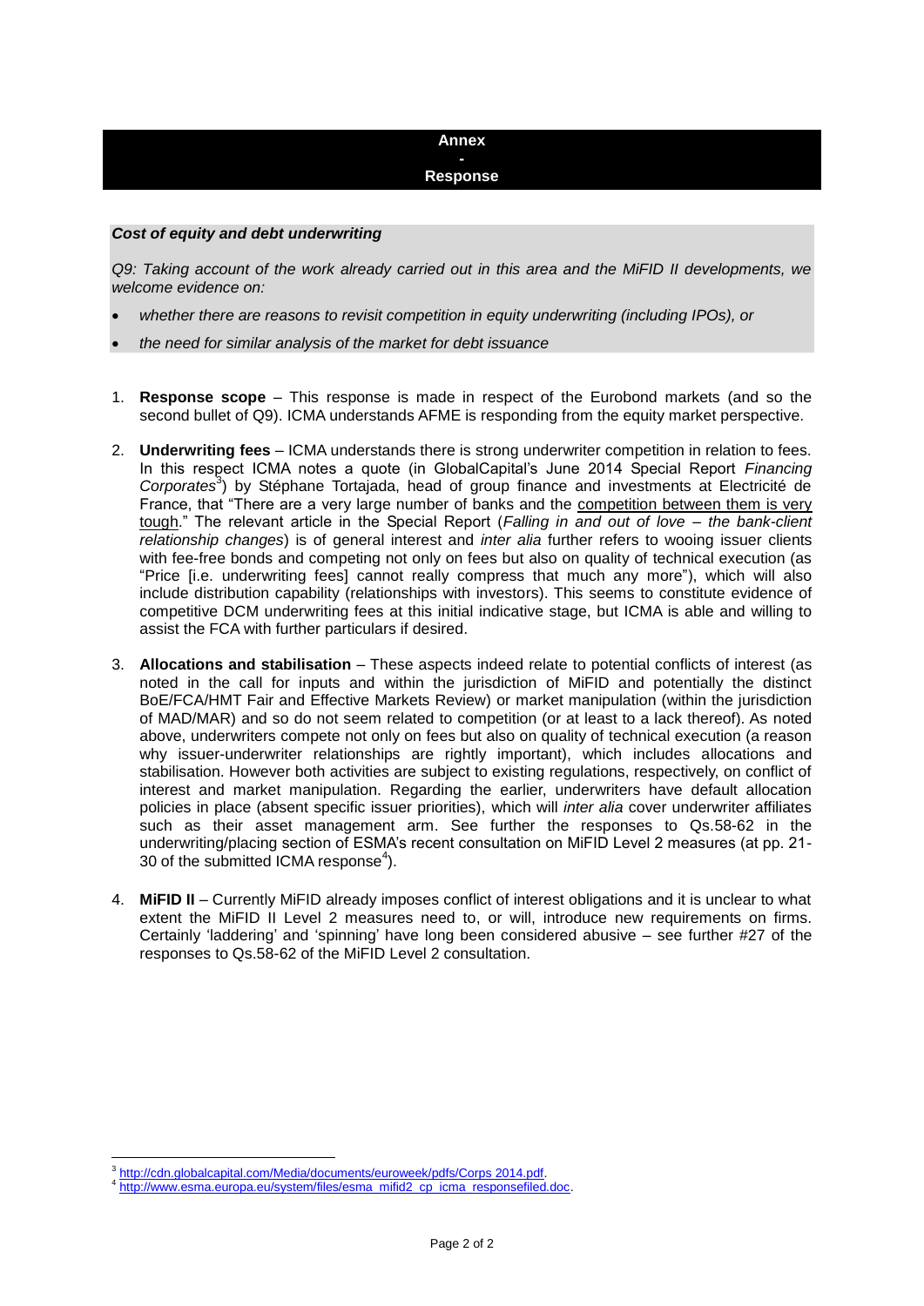## Annex
## -
## Response

***Cost of equity and debt underwriting***

*Q9: Taking account of the work already carried out in this area and the MiFID II developments, we welcome evidence on:*

- *whether there are reasons to revisit competition in equity underwriting (including IPOs), or*
- *the need for similar analysis of the market for debt issuance*

1. **Response scope** – This response is made in respect of the Eurobond markets (and so the second bullet of Q9). ICMA understands AFME is responding from the equity market perspective.

2. **Underwriting fees** – ICMA understands there is strong underwriter competition in relation to fees. In this respect ICMA notes a quote (in GlobalCapital's June 2014 Special Report *Financing Corporates*[3]) by Stéphane Tortajada, head of group finance and investments at Electricité de France, that "There are a very large number of banks and the competition between them is very tough." The relevant article in the Special Report (*Falling in and out of love – the bank-client relationship changes*) is of general interest and *inter alia* further refers to wooing issuer clients with fee-free bonds and competing not only on fees but also on quality of technical execution (as "Price [i.e. underwriting fees] cannot really compress that much any more"), which will also include distribution capability (relationships with investors). This seems to constitute evidence of competitive DCM underwriting fees at this initial indicative stage, but ICMA is able and willing to assist the FCA with further particulars if desired.

3. **Allocations and stabilisation** – These aspects indeed relate to potential conflicts of interest (as noted in the call for inputs and within the jurisdiction of MiFID and potentially the distinct BoE/FCA/HMT Fair and Effective Markets Review) or market manipulation (within the jurisdiction of MAD/MAR) and so do not seem related to competition (or at least to a lack thereof). As noted above, underwriters compete not only on fees but also on quality of technical execution (a reason why issuer-underwriter relationships are rightly important), which includes allocations and stabilisation. However both activities are subject to existing regulations, respectively, on conflict of interest and market manipulation. Regarding the earlier, underwriters have default allocation policies in place (absent specific issuer priorities), which will *inter alia* cover underwriter affiliates such as their asset management arm. See further the responses to Qs.58-62 in the underwriting/placing section of ESMA's recent consultation on MiFID Level 2 measures (at pp. 21-30 of the submitted ICMA response[4]).

4. **MiFID II** – Currently MiFID already imposes conflict of interest obligations and it is unclear to what extent the MiFID II Level 2 measures need to, or will, introduce new requirements on firms. Certainly 'laddering' and 'spinning' have long been considered abusive – see further #27 of the responses to Qs.58-62 of the MiFID Level 2 consultation.

---

[3] http://cdn.globalcapital.com/Media/documents/euroweek/pdfs/Corps 2014.pdf.

[4] http://www.esma.europa.eu/system/files/esma_mifid2_cp_icma_responsefiled.doc.